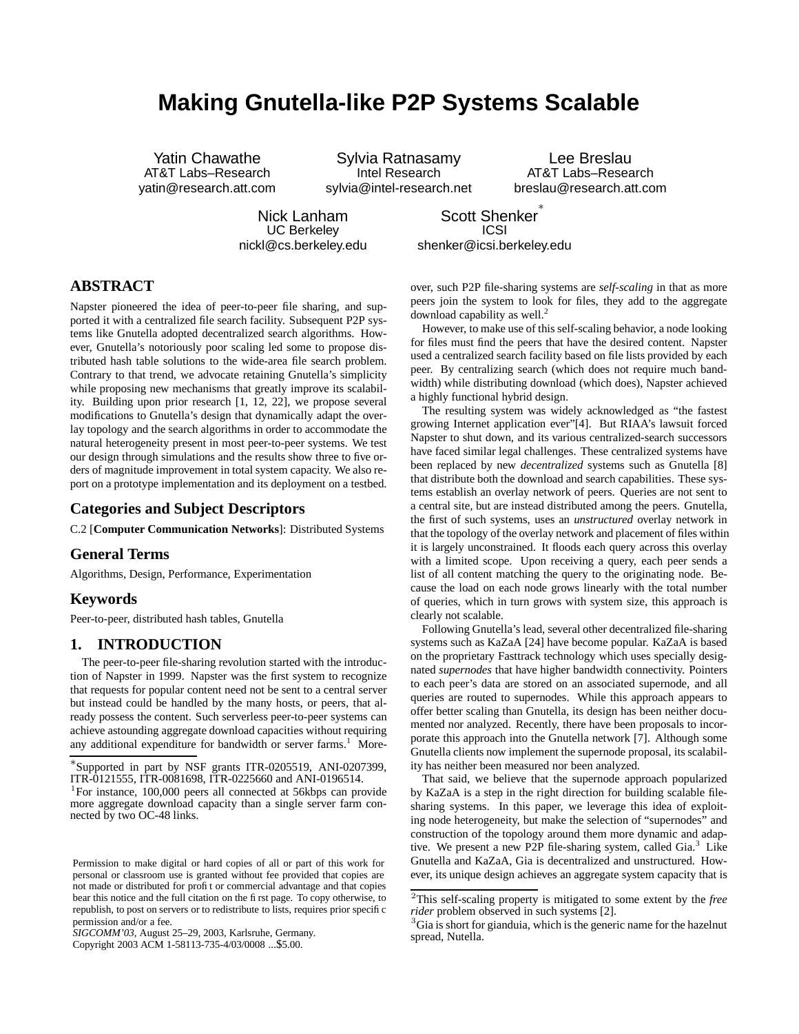# Making Gnutella-like P2P Systems Scalable

Yatin Chawathe
AT&T Labs–Research
yatin@research.att.com

Sylvia Ratnasamy
Intel Research
sylvia@intel-research.net

Lee Breslau
AT&T Labs–Research
breslau@research.att.com

Nick Lanham
UC Berkeley
nickl@cs.berkeley.edu

Scott Shenker[*]
ICSI
shenker@icsi.berkeley.edu

## ABSTRACT

Napster pioneered the idea of peer-to-peer file sharing, and supported it with a centralized file search facility. Subsequent P2P systems like Gnutella adopted decentralized search algorithms. However, Gnutella's notoriously poor scaling led some to propose distributed hash table solutions to the wide-area file search problem. Contrary to that trend, we advocate retaining Gnutella's simplicity while proposing new mechanisms that greatly improve its scalability. Building upon prior research [1, 12, 22], we propose several modifications to Gnutella's design that dynamically adapt the overlay topology and the search algorithms in order to accommodate the natural heterogeneity present in most peer-to-peer systems. We test our design through simulations and the results show three to five orders of magnitude improvement in total system capacity. We also report on a prototype implementation and its deployment on a testbed.

## Categories and Subject Descriptors

C.2 [**Computer Communication Networks**]: Distributed Systems

## General Terms

Algorithms, Design, Performance, Experimentation

## Keywords

Peer-to-peer, distributed hash tables, Gnutella

## 1. INTRODUCTION

The peer-to-peer file-sharing revolution started with the introduction of Napster in 1999. Napster was the first system to recognize that requests for popular content need not be sent to a central server but instead could be handled by the many hosts, or peers, that already possess the content. Such serverless peer-to-peer systems can achieve astounding aggregate download capacities without requiring any additional expenditure for bandwidth or server farms.[1] Moreover, such P2P file-sharing systems are *self-scaling* in that as more peers join the system to look for files, they add to the aggregate download capability as well.[2]

However, to make use of this self-scaling behavior, a node looking for files must find the peers that have the desired content. Napster used a centralized search facility based on file lists provided by each peer. By centralizing search (which does not require much bandwidth) while distributing download (which does), Napster achieved a highly functional hybrid design.

The resulting system was widely acknowledged as "the fastest growing Internet application ever"[4]. But RIAA's lawsuit forced Napster to shut down, and its various centralized-search successors have faced similar legal challenges. These centralized systems have been replaced by new *decentralized* systems such as Gnutella [8] that distribute both the download and search capabilities. These systems establish an overlay network of peers. Queries are not sent to a central site, but are instead distributed among the peers. Gnutella, the first of such systems, uses an *unstructured* overlay network in that the topology of the overlay network and placement of files within it is largely unconstrained. It floods each query across this overlay with a limited scope. Upon receiving a query, each peer sends a list of all content matching the query to the originating node. Because the load on each node grows linearly with the total number of queries, which in turn grows with system size, this approach is clearly not scalable.

Following Gnutella's lead, several other decentralized file-sharing systems such as KaZaA [24] have become popular. KaZaA is based on the proprietary Fasttrack technology which uses specially designated *supernodes* that have higher bandwidth connectivity. Pointers to each peer's data are stored on an associated supernode, and all queries are routed to supernodes. While this approach appears to offer better scaling than Gnutella, its design has been neither documented nor analyzed. Recently, there have been proposals to incorporate this approach into the Gnutella network [7]. Although some Gnutella clients now implement the supernode proposal, its scalability has neither been measured nor been analyzed.

That said, we believe that the supernode approach popularized by KaZaA is a step in the right direction for building scalable file-sharing systems. In this paper, we leverage this idea of exploiting node heterogeneity, but make the selection of "supernodes" and construction of the topology around them more dynamic and adaptive. We present a new P2P file-sharing system, called Gia.[3] Like Gnutella and KaZaA, Gia is decentralized and unstructured. However, its unique design achieves an aggregate system capacity that is

[*]Supported in part by NSF grants ITR-0205519, ANI-0207399, ITR-0121555, ITR-0081698, ITR-0225660 and ANI-0196514.

[1]For instance, 100,000 peers all connected at 56kbps can provide more aggregate download capacity than a single server farm connected by two OC-48 links.

[2]This self-scaling property is mitigated to some extent by the *free rider* problem observed in such systems [2].

[3]Gia is short for gianduia, which is the generic name for the hazelnut spread, Nutella.

Permission to make digital or hard copies of all or part of this work for personal or classroom use is granted without fee provided that copies are not made or distributed for profit or commercial advantage and that copies bear this notice and the full citation on the first page. To copy otherwise, to republish, to post on servers or to redistribute to lists, requires prior specific permission and/or a fee.
*SIGCOMM'03,* August 25–29, 2003, Karlsruhe, Germany.
Copyright 2003 ACM 1-58113-735-4/03/0008 ...$5.00.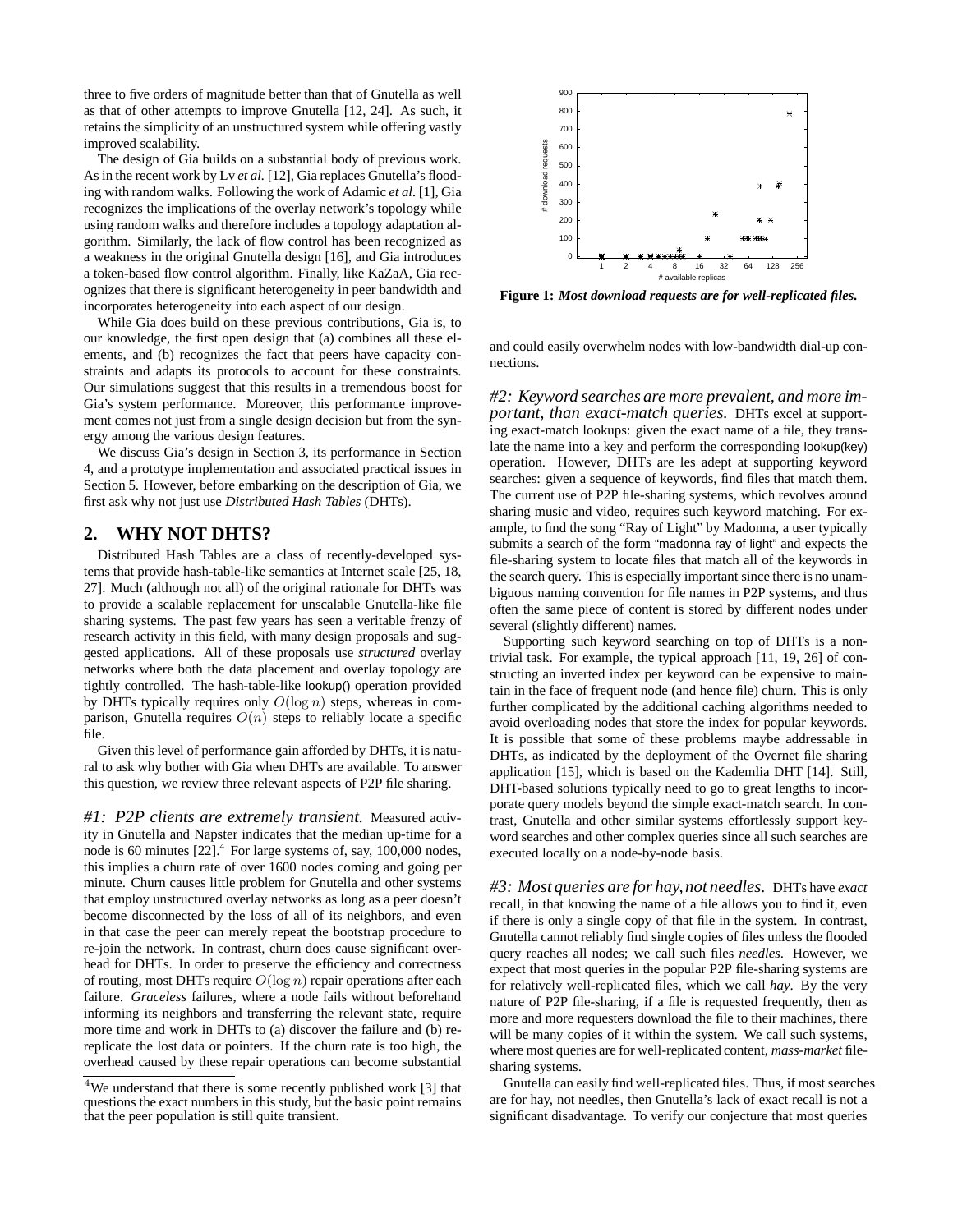three to five orders of magnitude better than that of Gnutella as well as that of other attempts to improve Gnutella [12, 24]. As such, it retains the simplicity of an unstructured system while offering vastly improved scalability.

The design of Gia builds on a substantial body of previous work. As in the recent work by Lv *et al.* [12], Gia replaces Gnutella's flooding with random walks. Following the work of Adamic *et al.* [1], Gia recognizes the implications of the overlay network's topology while using random walks and therefore includes a topology adaptation algorithm. Similarly, the lack of flow control has been recognized as a weakness in the original Gnutella design [16], and Gia introduces a token-based flow control algorithm. Finally, like KaZaA, Gia recognizes that there is significant heterogeneity in peer bandwidth and incorporates heterogeneity into each aspect of our design.

While Gia does build on these previous contributions, Gia is, to our knowledge, the first open design that (a) combines all these elements, and (b) recognizes the fact that peers have capacity constraints and adapts its protocols to account for these constraints. Our simulations suggest that this results in a tremendous boost for Gia's system performance. Moreover, this performance improvement comes not just from a single design decision but from the synergy among the various design features.

We discuss Gia's design in Section 3, its performance in Section 4, and a prototype implementation and associated practical issues in Section 5. However, before embarking on the description of Gia, we first ask why not just use *Distributed Hash Tables* (DHTs).

## 2. WHY NOT DHTS?

Distributed Hash Tables are a class of recently-developed systems that provide hash-table-like semantics at Internet scale [25, 18, 27]. Much (although not all) of the original rationale for DHTs was to provide a scalable replacement for unscalable Gnutella-like file sharing systems. The past few years has seen a veritable frenzy of research activity in this field, with many design proposals and suggested applications. All of these proposals use *structured* overlay networks where both the data placement and overlay topology are tightly controlled. The hash-table-like lookup() operation provided by DHTs typically requires only $O(\log n)$ steps, whereas in comparison, Gnutella requires $O(n)$ steps to reliably locate a specific file.

Given this level of performance gain afforded by DHTs, it is natural to ask why bother with Gia when DHTs are available. To answer this question, we review three relevant aspects of P2P file sharing.

*#1: P2P clients are extremely transient.* Measured activity in Gnutella and Napster indicates that the median up-time for a node is 60 minutes [22].[4] For large systems of, say, 100,000 nodes, this implies a churn rate of over 1600 nodes coming and going per minute. Churn causes little problem for Gnutella and other systems that employ unstructured overlay networks as long as a peer doesn't become disconnected by the loss of all of its neighbors, and even in that case the peer can merely repeat the bootstrap procedure to re-join the network. In contrast, churn does cause significant overhead for DHTs. In order to preserve the efficiency and correctness of routing, most DHTs require $O(\log n)$ repair operations after each failure. *Graceless* failures, where a node fails without beforehand informing its neighbors and transferring the relevant state, require more time and work in DHTs to (a) discover the failure and (b) re-replicate the lost data or pointers. If the churn rate is too high, the overhead caused by these repair operations can become substantial and could easily overwhelm nodes with low-bandwidth dial-up connections.

[4] We understand that there is some recently published work [3] that questions the exact numbers in this study, but the basic point remains that the peer population is still quite transient.

**Figure 1:** ***Most download requests are for well-replicated files.***

*#2: Keyword searches are more prevalent, and more important, than exact-match queries.* DHTs excel at supporting exact-match lookups: given the exact name of a file, they translate the name into a key and perform the corresponding lookup(key) operation. However, DHTs are les adept at supporting keyword searches: given a sequence of keywords, find files that match them. The current use of P2P file-sharing systems, which revolves around sharing music and video, requires such keyword matching. For example, to find the song "Ray of Light" by Madonna, a user typically submits a search of the form "madonna ray of light" and expects the file-sharing system to locate files that match all of the keywords in the search query. This is especially important since there is no unambiguous naming convention for file names in P2P systems, and thus often the same piece of content is stored by different nodes under several (slightly different) names.

Supporting such keyword searching on top of DHTs is a non-trivial task. For example, the typical approach [11, 19, 26] of constructing an inverted index per keyword can be expensive to maintain in the face of frequent node (and hence file) churn. This is only further complicated by the additional caching algorithms needed to avoid overloading nodes that store the index for popular keywords. It is possible that some of these problems maybe addressable in DHTs, as indicated by the deployment of the Overnet file sharing application [15], which is based on the Kademlia DHT [14]. Still, DHT-based solutions typically need to go to great lengths to incorporate query models beyond the simple exact-match search. In contrast, Gnutella and other similar systems effortlessly support keyword searches and other complex queries since all such searches are executed locally on a node-by-node basis.

*#3: Most queries are for hay, not needles.* DHTs have *exact* recall, in that knowing the name of a file allows you to find it, even if there is only a single copy of that file in the system. In contrast, Gnutella cannot reliably find single copies of files unless the flooded query reaches all nodes; we call such files *needles*. However, we expect that most queries in the popular P2P file-sharing systems are for relatively well-replicated files, which we call *hay*. By the very nature of P2P file-sharing, if a file is requested frequently, then as more and more requesters download the file to their machines, there will be many copies of it within the system. We call such systems, where most queries are for well-replicated content, *mass-market* file-sharing systems.

Gnutella can easily find well-replicated files. Thus, if most searches are for hay, not needles, then Gnutella's lack of exact recall is not a significant disadvantage. To verify our conjecture that most queries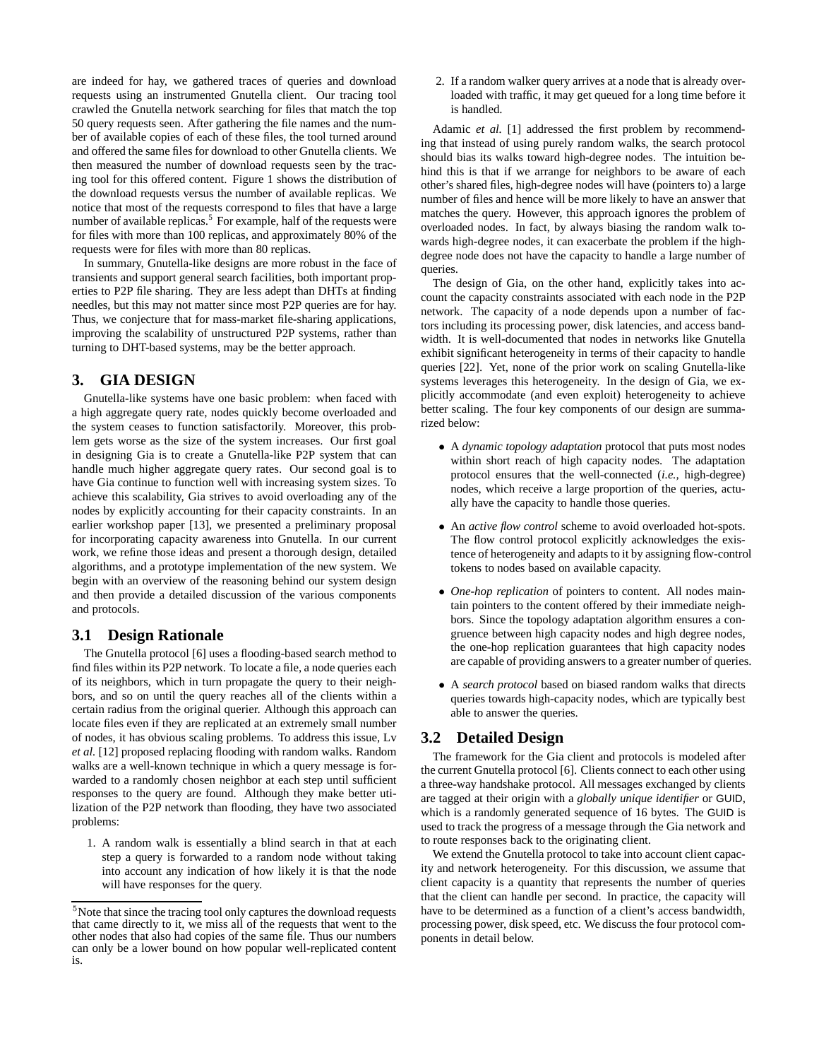are indeed for hay, we gathered traces of queries and download requests using an instrumented Gnutella client. Our tracing tool crawled the Gnutella network searching for files that match the top 50 query requests seen. After gathering the file names and the number of available copies of each of these files, the tool turned around and offered the same files for download to other Gnutella clients. We then measured the number of download requests seen by the tracing tool for this offered content. Figure 1 shows the distribution of the download requests versus the number of available replicas. We notice that most of the requests correspond to files that have a large number of available replicas.[5] For example, half of the requests were for files with more than 100 replicas, and approximately 80% of the requests were for files with more than 80 replicas.

In summary, Gnutella-like designs are more robust in the face of transients and support general search facilities, both important properties to P2P file sharing. They are less adept than DHTs at finding needles, but this may not matter since most P2P queries are for hay. Thus, we conjecture that for mass-market file-sharing applications, improving the scalability of unstructured P2P systems, rather than turning to DHT-based systems, may be the better approach.

# 3. GIA DESIGN

Gnutella-like systems have one basic problem: when faced with a high aggregate query rate, nodes quickly become overloaded and the system ceases to function satisfactorily. Moreover, this problem gets worse as the size of the system increases. Our first goal in designing Gia is to create a Gnutella-like P2P system that can handle much higher aggregate query rates. Our second goal is to have Gia continue to function well with increasing system sizes. To achieve this scalability, Gia strives to avoid overloading any of the nodes by explicitly accounting for their capacity constraints. In an earlier workshop paper [13], we presented a preliminary proposal for incorporating capacity awareness into Gnutella. In our current work, we refine those ideas and present a thorough design, detailed algorithms, and a prototype implementation of the new system. We begin with an overview of the reasoning behind our system design and then provide a detailed discussion of the various components and protocols.

## 3.1 Design Rationale

The Gnutella protocol [6] uses a flooding-based search method to find files within its P2P network. To locate a file, a node queries each of its neighbors, which in turn propagate the query to their neighbors, and so on until the query reaches all of the clients within a certain radius from the original querier. Although this approach can locate files even if they are replicated at an extremely small number of nodes, it has obvious scaling problems. To address this issue, Lv *et al.* [12] proposed replacing flooding with random walks. Random walks are a well-known technique in which a query message is forwarded to a randomly chosen neighbor at each step until sufficient responses to the query are found. Although they make better utilization of the P2P network than flooding, they have two associated problems:

1. A random walk is essentially a blind search in that at each step a query is forwarded to a random node without taking into account any indication of how likely it is that the node will have responses for the query.
2. If a random walker query arrives at a node that is already overloaded with traffic, it may get queued for a long time before it is handled.

Adamic *et al.* [1] addressed the first problem by recommending that instead of using purely random walks, the search protocol should bias its walks toward high-degree nodes. The intuition behind this is that if we arrange for neighbors to be aware of each other's shared files, high-degree nodes will have (pointers to) a large number of files and hence will be more likely to have an answer that matches the query. However, this approach ignores the problem of overloaded nodes. In fact, by always biasing the random walk towards high-degree nodes, it can exacerbate the problem if the high-degree node does not have the capacity to handle a large number of queries.

The design of Gia, on the other hand, explicitly takes into account the capacity constraints associated with each node in the P2P network. The capacity of a node depends upon a number of factors including its processing power, disk latencies, and access bandwidth. It is well-documented that nodes in networks like Gnutella exhibit significant heterogeneity in terms of their capacity to handle queries [22]. Yet, none of the prior work on scaling Gnutella-like systems leverages this heterogeneity. In the design of Gia, we explicitly accommodate (and even exploit) heterogeneity to achieve better scaling. The four key components of our design are summarized below:

- A *dynamic topology adaptation* protocol that puts most nodes within short reach of high capacity nodes. The adaptation protocol ensures that the well-connected (*i.e.,* high-degree) nodes, which receive a large proportion of the queries, actually have the capacity to handle those queries.
- An *active flow control* scheme to avoid overloaded hot-spots. The flow control protocol explicitly acknowledges the existence of heterogeneity and adapts to it by assigning flow-control tokens to nodes based on available capacity.
- *One-hop replication* of pointers to content. All nodes maintain pointers to the content offered by their immediate neighbors. Since the topology adaptation algorithm ensures a congruence between high capacity nodes and high degree nodes, the one-hop replication guarantees that high capacity nodes are capable of providing answers to a greater number of queries.
- A *search protocol* based on biased random walks that directs queries towards high-capacity nodes, which are typically best able to answer the queries.

## 3.2 Detailed Design

The framework for the Gia client and protocols is modeled after the current Gnutella protocol [6]. Clients connect to each other using a three-way handshake protocol. All messages exchanged by clients are tagged at their origin with a *globally unique identifier* or GUID, which is a randomly generated sequence of 16 bytes. The GUID is used to track the progress of a message through the Gia network and to route responses back to the originating client.

We extend the Gnutella protocol to take into account client capacity and network heterogeneity. For this discussion, we assume that client capacity is a quantity that represents the number of queries that the client can handle per second. In practice, the capacity will have to be determined as a function of a client's access bandwidth, processing power, disk speed, etc. We discuss the four protocol components in detail below.

[5] Note that since the tracing tool only captures the download requests that came directly to it, we miss all of the requests that went to the other nodes that also had copies of the same file. Thus our numbers can only be a lower bound on how popular well-replicated content is.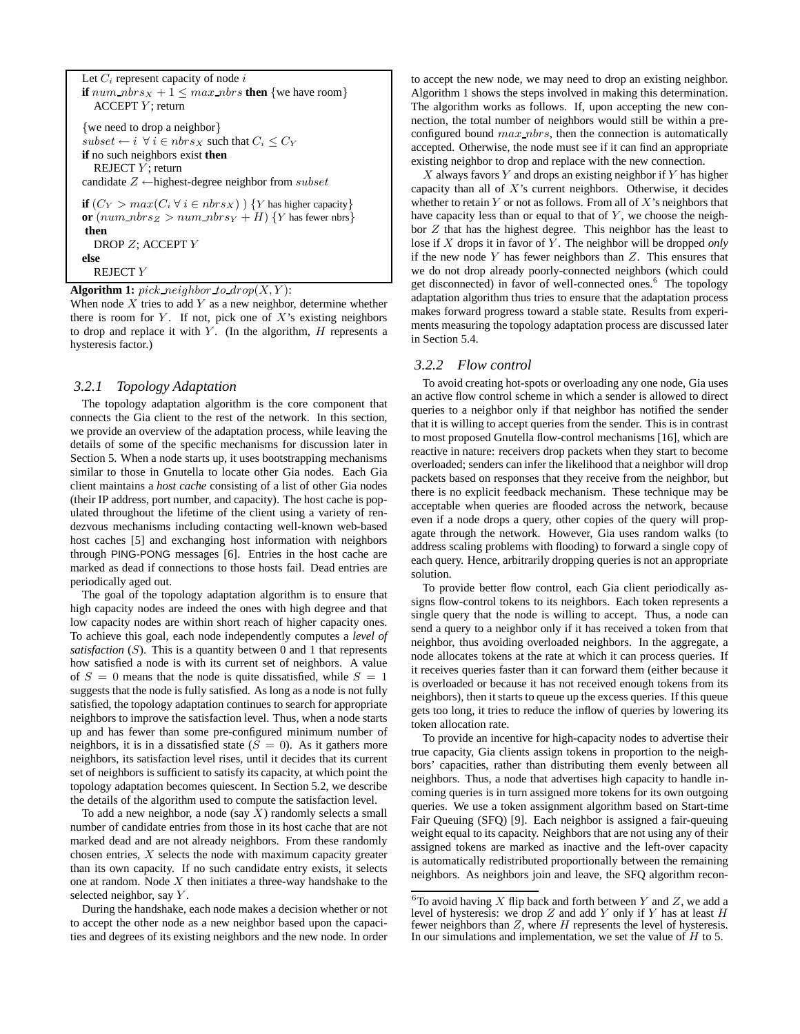```
Let C_i represent capacity of node i
if num_nbrs_X + 1 ≤ max_nbrs then {we have room}
    ACCEPT Y; return

{we need to drop a neighbor}
subset ← i ∀ i ∈ nbrs_X such that C_i ≤ C_Y
if no such neighbors exist then
    REJECT Y; return
candidate Z ← highest-degree neighbor from subset

if (C_Y > max(C_i ∀ i ∈ nbrs_X) ) {Y has higher capacity}
or (num_nbrs_Z > num_nbrs_Y + H) {Y has fewer nbrs}
 then
    DROP Z; ACCEPT Y
else
    REJECT Y
```

**Algorithm 1:** $pick\_neighbor\_to\_drop(X, Y)$:
When node $X$ tries to add $Y$ as a new neighbor, determine whether there is room for $Y$. If not, pick one of $X$'s existing neighbors to drop and replace it with $Y$. (In the algorithm, $H$ represents a hysteresis factor.)

### 3.2.1 Topology Adaptation

The topology adaptation algorithm is the core component that connects the Gia client to the rest of the network. In this section, we provide an overview of the adaptation process, while leaving the details of some of the specific mechanisms for discussion later in Section 5. When a node starts up, it uses bootstrapping mechanisms similar to those in Gnutella to locate other Gia nodes. Each Gia client maintains a *host cache* consisting of a list of other Gia nodes (their IP address, port number, and capacity). The host cache is populated throughout the lifetime of the client using a variety of rendezvous mechanisms including contacting well-known web-based host caches [5] and exchanging host information with neighbors through PING-PONG messages [6]. Entries in the host cache are marked as dead if connections to those hosts fail. Dead entries are periodically aged out.

The goal of the topology adaptation algorithm is to ensure that high capacity nodes are indeed the ones with high degree and that low capacity nodes are within short reach of higher capacity ones. To achieve this goal, each node independently computes a *level of satisfaction* ($S$). This is a quantity between 0 and 1 that represents how satisfied a node is with its current set of neighbors. A value of $S = 0$ means that the node is quite dissatisfied, while $S = 1$ suggests that the node is fully satisfied. As long as a node is not fully satisfied, the topology adaptation continues to search for appropriate neighbors to improve the satisfaction level. Thus, when a node starts up and has fewer than some pre-configured minimum number of neighbors, it is in a dissatisfied state ($S = 0$). As it gathers more neighbors, its satisfaction level rises, until it decides that its current set of neighbors is sufficient to satisfy its capacity, at which point the topology adaptation becomes quiescent. In Section 5.2, we describe the details of the algorithm used to compute the satisfaction level.

To add a new neighbor, a node (say $X$) randomly selects a small number of candidate entries from those in its host cache that are not marked dead and are not already neighbors. From these randomly chosen entries, $X$ selects the node with maximum capacity greater than its own capacity. If no such candidate entry exists, it selects one at random. Node $X$ then initiates a three-way handshake to the selected neighbor, say $Y$.

During the handshake, each node makes a decision whether or not to accept the other node as a new neighbor based upon the capacities and degrees of its existing neighbors and the new node. In order to accept the new node, we may need to drop an existing neighbor. Algorithm 1 shows the steps involved in making this determination. The algorithm works as follows. If, upon accepting the new connection, the total number of neighbors would still be within a preconfigured bound $max\_nbrs$, then the connection is automatically accepted. Otherwise, the node must see if it can find an appropriate existing neighbor to drop and replace with the new connection.

$X$ always favors $Y$ and drops an existing neighbor if $Y$ has higher capacity than all of $X$'s current neighbors. Otherwise, it decides whether to retain $Y$ or not as follows. From all of $X$'s neighbors that have capacity less than or equal to that of $Y$, we choose the neighbor $Z$ that has the highest degree. This neighbor has the least to lose if $X$ drops it in favor of $Y$. The neighbor will be dropped *only* if the new node $Y$ has fewer neighbors than $Z$. This ensures that we do not drop already poorly-connected neighbors (which could get disconnected) in favor of well-connected ones.[6] The topology adaptation algorithm thus tries to ensure that the adaptation process makes forward progress toward a stable state. Results from experiments measuring the topology adaptation process are discussed later in Section 5.4.

### 3.2.2 Flow control

To avoid creating hot-spots or overloading any one node, Gia uses an active flow control scheme in which a sender is allowed to direct queries to a neighbor only if that neighbor has notified the sender that it is willing to accept queries from the sender. This is in contrast to most proposed Gnutella flow-control mechanisms [16], which are reactive in nature: receivers drop packets when they start to become overloaded; senders can infer the likelihood that a neighbor will drop packets based on responses that they receive from the neighbor, but there is no explicit feedback mechanism. These technique may be acceptable when queries are flooded across the network, because even if a node drops a query, other copies of the query will propagate through the network. However, Gia uses random walks (to address scaling problems with flooding) to forward a single copy of each query. Hence, arbitrarily dropping queries is not an appropriate solution.

To provide better flow control, each Gia client periodically assigns flow-control tokens to its neighbors. Each token represents a single query that the node is willing to accept. Thus, a node can send a query to a neighbor only if it has received a token from that neighbor, thus avoiding overloaded neighbors. In the aggregate, a node allocates tokens at the rate at which it can process queries. If it receives queries faster than it can forward them (either because it is overloaded or because it has not received enough tokens from its neighbors), then it starts to queue up the excess queries. If this queue gets too long, it tries to reduce the inflow of queries by lowering its token allocation rate.

To provide an incentive for high-capacity nodes to advertise their true capacity, Gia clients assign tokens in proportion to the neighbors' capacities, rather than distributing them evenly between all neighbors. Thus, a node that advertises high capacity to handle incoming queries is in turn assigned more tokens for its own outgoing queries. We use a token assignment algorithm based on Start-time Fair Queuing (SFQ) [9]. Each neighbor is assigned a fair-queuing weight equal to its capacity. Neighbors that are not using any of their assigned tokens are marked as inactive and the left-over capacity is automatically redistributed proportionally between the remaining neighbors. As neighbors join and leave, the SFQ algorithm recon-

[6] To avoid having $X$ flip back and forth between $Y$ and $Z$, we add a level of hysteresis: we drop $Z$ and add $Y$ only if $Y$ has at least $H$ fewer neighbors than $Z$, where $H$ represents the level of hysteresis. In our simulations and implementation, we set the value of $H$ to 5.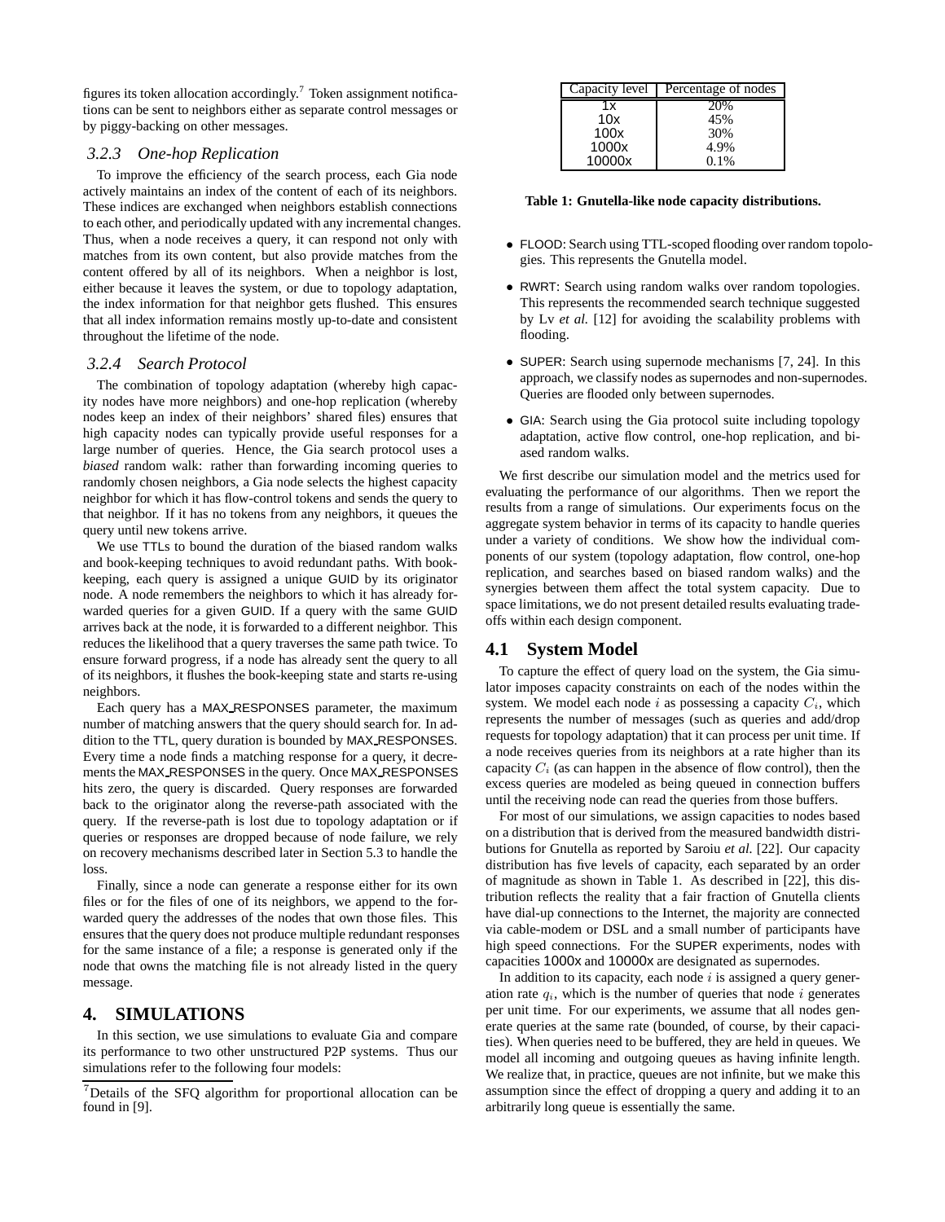figures its token allocation accordingly.[7] Token assignment notifications can be sent to neighbors either as separate control messages or by piggy-backing on other messages.

### 3.2.3 One-hop Replication

To improve the efficiency of the search process, each Gia node actively maintains an index of the content of each of its neighbors. These indices are exchanged when neighbors establish connections to each other, and periodically updated with any incremental changes. Thus, when a node receives a query, it can respond not only with matches from its own content, but also provide matches from the content offered by all of its neighbors. When a neighbor is lost, either because it leaves the system, or due to topology adaptation, the index information for that neighbor gets flushed. This ensures that all index information remains mostly up-to-date and consistent throughout the lifetime of the node.

### 3.2.4 Search Protocol

The combination of topology adaptation (whereby high capacity nodes have more neighbors) and one-hop replication (whereby nodes keep an index of their neighbors' shared files) ensures that high capacity nodes can typically provide useful responses for a large number of queries. Hence, the Gia search protocol uses a *biased* random walk: rather than forwarding incoming queries to randomly chosen neighbors, a Gia node selects the highest capacity neighbor for which it has flow-control tokens and sends the query to that neighbor. If it has no tokens from any neighbors, it queues the query until new tokens arrive.

We use TTLs to bound the duration of the biased random walks and book-keeping techniques to avoid redundant paths. With book-keeping, each query is assigned a unique GUID by its originator node. A node remembers the neighbors to which it has already forwarded queries for a given GUID. If a query with the same GUID arrives back at the node, it is forwarded to a different neighbor. This reduces the likelihood that a query traverses the same path twice. To ensure forward progress, if a node has already sent the query to all of its neighbors, it flushes the book-keeping state and starts re-using neighbors.

Each query has a MAX_RESPONSES parameter, the maximum number of matching answers that the query should search for. In addition to the TTL, query duration is bounded by MAX_RESPONSES. Every time a node finds a matching response for a query, it decrements the MAX_RESPONSES in the query. Once MAX_RESPONSES hits zero, the query is discarded. Query responses are forwarded back to the originator along the reverse-path associated with the query. If the reverse-path is lost due to topology adaptation or if queries or responses are dropped because of node failure, we rely on recovery mechanisms described later in Section 5.3 to handle the loss.

Finally, since a node can generate a response either for its own files or for the files of one of its neighbors, we append to the forwarded query the addresses of the nodes that own those files. This ensures that the query does not produce multiple redundant responses for the same instance of a file; a response is generated only if the node that owns the matching file is not already listed in the query message.

## 4. SIMULATIONS

In this section, we use simulations to evaluate Gia and compare its performance to two other unstructured P2P systems. Thus our simulations refer to the following four models:

[7]Details of the SFQ algorithm for proportional allocation can be found in [9].

| Capacity level | Percentage of nodes |
|---|---|
| 1x | 20% |
| 10x | 45% |
| 100x | 30% |
| 1000x | 4.9% |
| 10000x | 0.1% |

**Table 1: Gnutella-like node capacity distributions.**

- FLOOD: Search using TTL-scoped flooding over random topologies. This represents the Gnutella model.
- RWRT: Search using random walks over random topologies. This represents the recommended search technique suggested by Lv *et al.* [12] for avoiding the scalability problems with flooding.
- SUPER: Search using supernode mechanisms [7, 24]. In this approach, we classify nodes as supernodes and non-supernodes. Queries are flooded only between supernodes.
- GIA: Search using the Gia protocol suite including topology adaptation, active flow control, one-hop replication, and biased random walks.

We first describe our simulation model and the metrics used for evaluating the performance of our algorithms. Then we report the results from a range of simulations. Our experiments focus on the aggregate system behavior in terms of its capacity to handle queries under a variety of conditions. We show how the individual components of our system (topology adaptation, flow control, one-hop replication, and searches based on biased random walks) and the synergies between them affect the total system capacity. Due to space limitations, we do not present detailed results evaluating tradeoffs within each design component.

## 4.1 System Model

To capture the effect of query load on the system, the Gia simulator imposes capacity constraints on each of the nodes within the system. We model each node $i$ as possessing a capacity $C_i$, which represents the number of messages (such as queries and add/drop requests for topology adaptation) that it can process per unit time. If a node receives queries from its neighbors at a rate higher than its capacity $C_i$ (as can happen in the absence of flow control), then the excess queries are modeled as being queued in connection buffers until the receiving node can read the queries from those buffers.

For most of our simulations, we assign capacities to nodes based on a distribution that is derived from the measured bandwidth distributions for Gnutella as reported by Saroiu *et al.* [22]. Our capacity distribution has five levels of capacity, each separated by an order of magnitude as shown in Table 1. As described in [22], this distribution reflects the reality that a fair fraction of Gnutella clients have dial-up connections to the Internet, the majority are connected via cable-modem or DSL and a small number of participants have high speed connections. For the SUPER experiments, nodes with capacities 1000x and 10000x are designated as supernodes.

In addition to its capacity, each node $i$ is assigned a query generation rate $q_i$, which is the number of queries that node $i$ generates per unit time. For our experiments, we assume that all nodes generate queries at the same rate (bounded, of course, by their capacities). When queries need to be buffered, they are held in queues. We model all incoming and outgoing queues as having infinite length. We realize that, in practice, queues are not infinite, but we make this assumption since the effect of dropping a query and adding it to an arbitrarily long queue is essentially the same.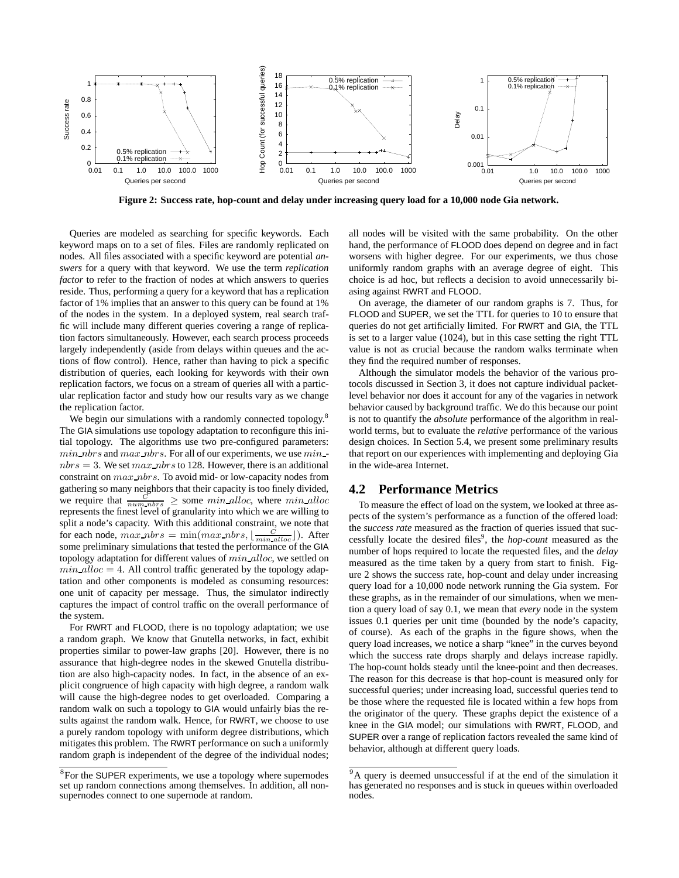**Figure 2: Success rate, hop-count and delay under increasing query load for a 10,000 node Gia network.**

Queries are modeled as searching for specific keywords. Each keyword maps on to a set of files. Files are randomly replicated on nodes. All files associated with a specific keyword are potential *answers* for a query with that keyword. We use the term *replication factor* to refer to the fraction of nodes at which answers to queries reside. Thus, performing a query for a keyword that has a replication factor of 1% implies that an answer to this query can be found at 1% of the nodes in the system. In a deployed system, real search traffic will include many different queries covering a range of replication factors simultaneously. However, each search process proceeds largely independently (aside from delays within queues and the actions of flow control). Hence, rather than having to pick a specific distribution of queries, each looking for keywords with their own replication factors, we focus on a stream of queries all with a particular replication factor and study how our results vary as we change the replication factor.

We begin our simulations with a randomly connected topology.[8] The GIA simulations use topology adaptation to reconfigure this initial topology. The algorithms use two pre-configured parameters: $min\_nbrs$ and $max\_nbrs$. For all of our experiments, we use $min\_nbrs = 3$. We set $max\_nbrs$ to 128. However, there is an additional constraint on $max\_nbrs$. To avoid mid- or low-capacity nodes from gathering so many neighbors that their capacity is too finely divided, we require that $\frac{C}{num\_nbrs} \geq$ some $min\_alloc$, where $min\_alloc$ represents the finest level of granularity into which we are willing to split a node's capacity. With this additional constraint, we note that for each node, $max\_nbrs = \min(max\_nbrs, \lfloor \frac{C}{min\_alloc} \rfloor)$. After some preliminary simulations that tested the performance of the GIA topology adaptation for different values of $min\_alloc$, we settled on $min\_alloc = 4$. All control traffic generated by the topology adaptation and other components is modeled as consuming resources: one unit of capacity per message. Thus, the simulator indirectly captures the impact of control traffic on the overall performance of the system.

For RWRT and FLOOD, there is no topology adaptation; we use a random graph. We know that Gnutella networks, in fact, exhibit properties similar to power-law graphs [20]. However, there is no assurance that high-degree nodes in the skewed Gnutella distribution are also high-capacity nodes. In fact, in the absence of an explicit congruence of high capacity with high degree, a random walk will cause the high-degree nodes to get overloaded. Comparing a random walk on such a topology to GIA would unfairly bias the results against the random walk. Hence, for RWRT, we choose to use a purely random topology with uniform degree distributions, which mitigates this problem. The RWRT performance on such a uniformly random graph is independent of the degree of the individual nodes; all nodes will be visited with the same probability. On the other hand, the performance of FLOOD does depend on degree and in fact worsens with higher degree. For our experiments, we thus chose uniformly random graphs with an average degree of eight. This choice is ad hoc, but reflects a decision to avoid unnecessarily biasing against RWRT and FLOOD.

On average, the diameter of our random graphs is 7. Thus, for FLOOD and SUPER, we set the TTL for queries to 10 to ensure that queries do not get artificially limited. For RWRT and GIA, the TTL is set to a larger value (1024), but in this case setting the right TTL value is not as crucial because the random walks terminate when they find the required number of responses.

Although the simulator models the behavior of the various protocols discussed in Section 3, it does not capture individual packet-level behavior nor does it account for any of the vagaries in network behavior caused by background traffic. We do this because our point is not to quantify the *absolute* performance of the algorithm in real-world terms, but to evaluate the *relative* performance of the various design choices. In Section 5.4, we present some preliminary results that report on our experiences with implementing and deploying Gia in the wide-area Internet.

## 4.2 Performance Metrics

To measure the effect of load on the system, we looked at three aspects of the system's performance as a function of the offered load: the *success rate* measured as the fraction of queries issued that successfully locate the desired files[9], the *hop-count* measured as the number of hops required to locate the requested files, and the *delay* measured as the time taken by a query from start to finish. Figure 2 shows the success rate, hop-count and delay under increasing query load for a 10,000 node network running the Gia system. For these graphs, as in the remainder of our simulations, when we mention a query load of say 0.1, we mean that *every* node in the system issues 0.1 queries per unit time (bounded by the node's capacity, of course). As each of the graphs in the figure shows, when the query load increases, we notice a sharp "knee" in the curves beyond which the success rate drops sharply and delays increase rapidly. The hop-count holds steady until the knee-point and then decreases. The reason for this decrease is that hop-count is measured only for successful queries; under increasing load, successful queries tend to be those where the requested file is located within a few hops from the originator of the query. These graphs depict the existence of a knee in the GIA model; our simulations with RWRT, FLOOD, and SUPER over a range of replication factors revealed the same kind of behavior, although at different query loads.

[8] For the SUPER experiments, we use a topology where supernodes set up random connections among themselves. In addition, all non-supernodes connect to one supernode at random.

[9] A query is deemed unsuccessful if at the end of the simulation it has generated no responses and is stuck in queues within overloaded nodes.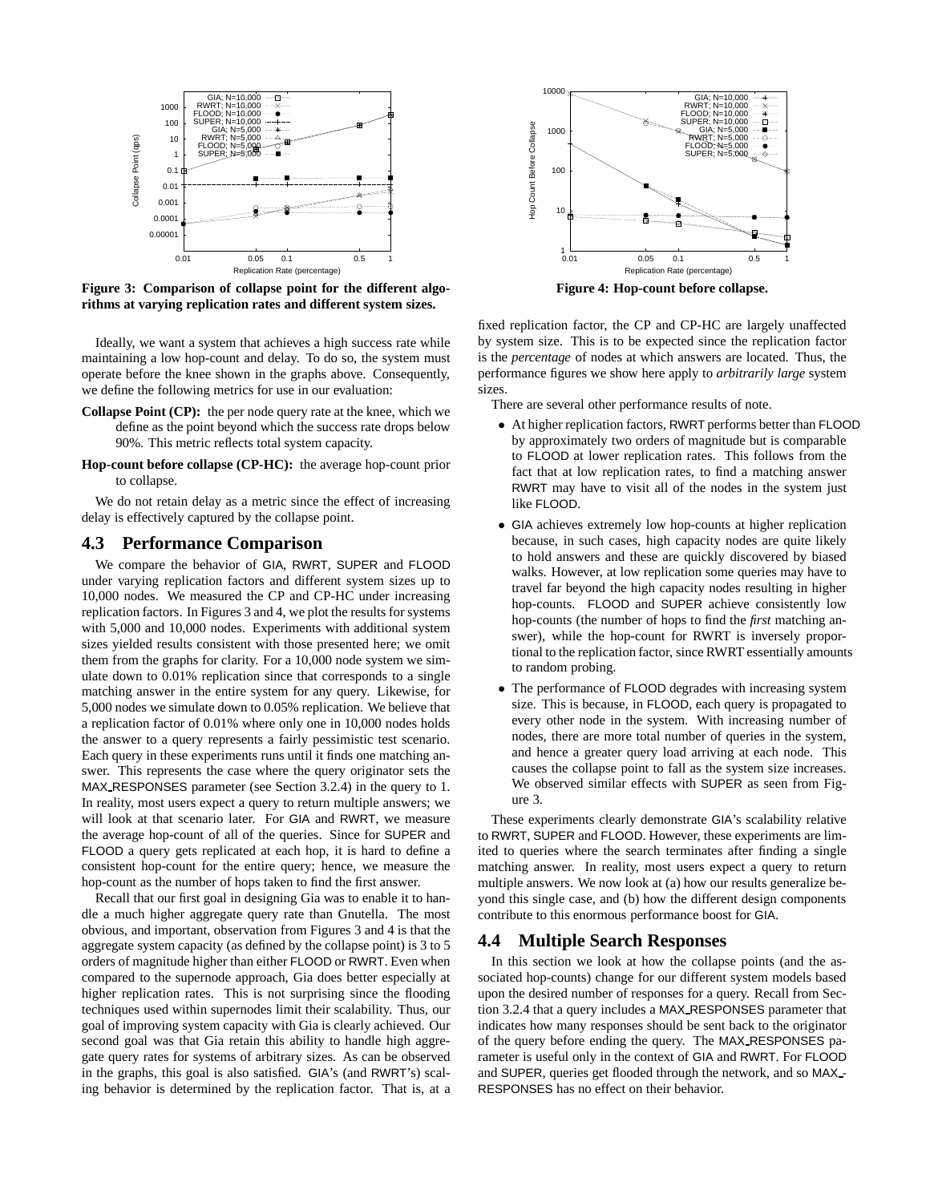Collapse Point (qps)

GIA; N=10,000
RWRT; N=10,000
FLOOD; N=10,000
SUPER; N=10,000
GIA; N=5,000
RWRT; N=5,000
FLOOD; N=5,000
SUPER; N=5,000

1000
100
10
1
0.1
0.01
0.001
0.0001
0.00001

0.01 0.05 0.1 0.5 1

Replication Rate (percentage)

**Figure 3: Comparison of collapse point for the different algorithms at varying replication rates and different system sizes.**

Hop Count Before Collapse

GIA; N=10,000
RWRT; N=10,000
FLOOD; N=10,000
SUPER; N=10,000
GIA; N=5,000
RWRT; N=5,000
FLOOD; N=5,000
SUPER; N=5,000

10000
1000
100
10
1

0.01 0.05 0.1 0.5 1

Replication Rate (percentage)

**Figure 4: Hop-count before collapse.**

Ideally, we want a system that achieves a high success rate while maintaining a low hop-count and delay. To do so, the system must operate before the knee shown in the graphs above. Consequently, we define the following metrics for use in our evaluation:

**Collapse Point (CP):** the per node query rate at the knee, which we define as the point beyond which the success rate drops below 90%. This metric reflects total system capacity.

**Hop-count before collapse (CP-HC):** the average hop-count prior to collapse.

We do not retain delay as a metric since the effect of increasing delay is effectively captured by the collapse point.

## 4.3 Performance Comparison

We compare the behavior of GIA, RWRT, SUPER and FLOOD under varying replication factors and different system sizes up to 10,000 nodes. We measured the CP and CP-HC under increasing replication factors. In Figures 3 and 4, we plot the results for systems with 5,000 and 10,000 nodes. Experiments with additional system sizes yielded results consistent with those presented here; we omit them from the graphs for clarity. For a 10,000 node system we simulate down to 0.01% replication since that corresponds to a single matching answer in the entire system for any query. Likewise, for 5,000 nodes we simulate down to 0.05% replication. We believe that a replication factor of 0.01% where only one in 10,000 nodes holds the answer to a query represents a fairly pessimistic test scenario. Each query in these experiments runs until it finds one matching answer. This represents the case where the query originator sets the MAX_RESPONSES parameter (see Section 3.2.4) in the query to 1. In reality, most users expect a query to return multiple answers; we will look at that scenario later. For GIA and RWRT, we measure the average hop-count of all of the queries. Since for SUPER and FLOOD a query gets replicated at each hop, it is hard to define a consistent hop-count for the entire query; hence, we measure the hop-count as the number of hops taken to find the first answer.

Recall that our first goal in designing Gia was to enable it to handle a much higher aggregate query rate than Gnutella. The most obvious, and important, observation from Figures 3 and 4 is that the aggregate system capacity (as defined by the collapse point) is 3 to 5 orders of magnitude higher than either FLOOD or RWRT. Even when compared to the supernode approach, Gia does better especially at higher replication rates. This is not surprising since the flooding techniques used within supernodes limit their scalability. Thus, our goal of improving system capacity with Gia is clearly achieved. Our second goal was that Gia retain this ability to handle high aggregate query rates for systems of arbitrary sizes. As can be observed in the graphs, this goal is also satisfied. GIA's (and RWRT's) scaling behavior is determined by the replication factor. That is, at a fixed replication factor, the CP and CP-HC are largely unaffected by system size. This is to be expected since the replication factor is the *percentage* of nodes at which answers are located. Thus, the performance figures we show here apply to *arbitrarily large* system sizes.

There are several other performance results of note.

- At higher replication factors, RWRT performs better than FLOOD by approximately two orders of magnitude but is comparable to FLOOD at lower replication rates. This follows from the fact that at low replication rates, to find a matching answer RWRT may have to visit all of the nodes in the system just like FLOOD.
- GIA achieves extremely low hop-counts at higher replication because, in such cases, high capacity nodes are quite likely to hold answers and these are quickly discovered by biased walks. However, at low replication some queries may have to travel far beyond the high capacity nodes resulting in higher hop-counts. FLOOD and SUPER achieve consistently low hop-counts (the number of hops to find the *first* matching answer), while the hop-count for RWRT is inversely proportional to the replication factor, since RWRT essentially amounts to random probing.
- The performance of FLOOD degrades with increasing system size. This is because, in FLOOD, each query is propagated to every other node in the system. With increasing number of nodes, there are more total number of queries in the system, and hence a greater query load arriving at each node. This causes the collapse point to fall as the system size increases. We observed similar effects with SUPER as seen from Figure 3.

These experiments clearly demonstrate GIA's scalability relative to RWRT, SUPER and FLOOD. However, these experiments are limited to queries where the search terminates after finding a single matching answer. In reality, most users expect a query to return multiple answers. We now look at (a) how our results generalize beyond this single case, and (b) how the different design components contribute to this enormous performance boost for GIA.

## 4.4 Multiple Search Responses

In this section we look at how the collapse points (and the associated hop-counts) change for our different system models based upon the desired number of responses for a query. Recall from Section 3.2.4 that a query includes a MAX_RESPONSES parameter that indicates how many responses should be sent back to the originator of the query before ending the query. The MAX_RESPONSES parameter is useful only in the context of GIA and RWRT. For FLOOD and SUPER, queries get flooded through the network, and so MAX_RESPONSES has no effect on their behavior.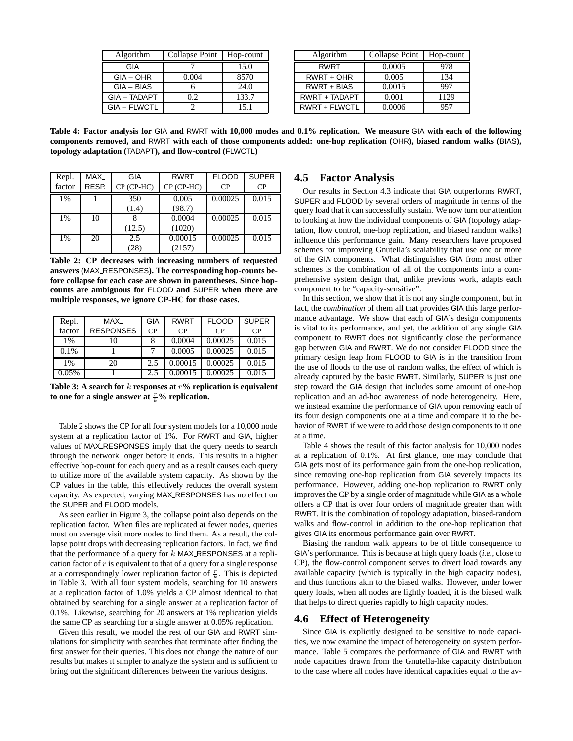| Algorithm | Collapse Point | Hop-count |
|---|---|---|
| GIA | 7 | 15.0 |
| GIA – OHR | 0.004 | 8570 |
| GIA – BIAS | 6 | 24.0 |
| GIA – TADAPT | 0.2 | 133.7 |
| GIA – FLWCTL | 2 | 15.1 |

| Algorithm | Collapse Point | Hop-count |
|---|---|---|
| RWRT | 0.0005 | 978 |
| RWRT + OHR | 0.005 | 134 |
| RWRT + BIAS | 0.0015 | 997 |
| RWRT + TADAPT | 0.001 | 1129 |
| RWRT + FLWCTL | 0.0006 | 957 |

**Table 4: Factor analysis for GIA and RWRT with 10,000 modes and 0.1% replication. We measure GIA with each of the following components removed, and RWRT with each of those components added: one-hop replication (OHR), biased random walks (BIAS), topology adaptation (TADAPT), and flow-control (FLWCTL)**

| Repl. factor | MAX_RESP. | GIA CP (CP-HC) | RWRT CP (CP-HC) | FLOOD CP | SUPER CP |
|---|---|---|---|---|---|
| 1% | 1 | 350 (1.4) | 0.005 (98.7) | 0.00025 | 0.015 |
| 1% | 10 | 8 (12.5) | 0.0004 (1020) | 0.00025 | 0.015 |
| 1% | 20 | 2.5 (28) | 0.00015 (2157) | 0.00025 | 0.015 |

**Table 2: CP decreases with increasing numbers of requested answers (MAX_RESPONSES). The corresponding hop-counts before collapse for each case are shown in parentheses. Since hop-counts are ambiguous for FLOOD and SUPER when there are multiple responses, we ignore CP-HC for those cases.**

| Repl. factor | MAX_RESPONSES | GIA CP | RWRT CP | FLOOD CP | SUPER CP |
|---|---|---|---|---|---|
| 1% | 10 | 8 | 0.0004 | 0.00025 | 0.015 |
| 0.1% | 1 | 7 | 0.0005 | 0.00025 | 0.015 |
| 1% | 20 | 2.5 | 0.00015 | 0.00025 | 0.015 |
| 0.05% | 1 | 2.5 | 0.00015 | 0.00025 | 0.015 |

**Table 3: A search for $k$ responses at $r$% replication is equivalent to one for a single answer at $\frac{r}{k}$% replication.**

Table 2 shows the CP for all four system models for a 10,000 node system at a replication factor of 1%. For RWRT and GIA, higher values of MAX_RESPONSES imply that the query needs to search through the network longer before it ends. This results in a higher effective hop-count for each query and as a result causes each query to utilize more of the available system capacity. As shown by the CP values in the table, this effectively reduces the overall system capacity. As expected, varying MAX_RESPONSES has no effect on the SUPER and FLOOD models.

As seen earlier in Figure 3, the collapse point also depends on the replication factor. When files are replicated at fewer nodes, queries must on average visit more nodes to find them. As a result, the collapse point drops with decreasing replication factors. In fact, we find that the performance of a query for $k$ MAX_RESPONSES at a replication factor of $r$ is equivalent to that of a query for a single response at a correspondingly lower replication factor of $\frac{r}{k}$. This is depicted in Table 3. With all four system models, searching for 10 answers at a replication factor of 1.0% yields a CP almost identical to that obtained by searching for a single answer at a replication factor of 0.1%. Likewise, searching for 20 answers at 1% replication yields the same CP as searching for a single answer at 0.05% replication.

Given this result, we model the rest of our GIA and RWRT simulations for simplicity with searches that terminate after finding the first answer for their queries. This does not change the nature of our results but makes it simpler to analyze the system and is sufficient to bring out the significant differences between the various designs.

## 4.5 Factor Analysis

Our results in Section 4.3 indicate that GIA outperforms RWRT, SUPER and FLOOD by several orders of magnitude in terms of the query load that it can successfully sustain. We now turn our attention to looking at how the individual components of GIA (topology adaptation, flow control, one-hop replication, and biased random walks) influence this performance gain. Many researchers have proposed schemes for improving Gnutella's scalability that use one or more of the GIA components. What distinguishes GIA from most other schemes is the combination of all of the components into a comprehensive system design that, unlike previous work, adapts each component to be "capacity-sensitive".

In this section, we show that it is not any single component, but in fact, the *combination* of them all that provides GIA this large performance advantage. We show that each of GIA's design components is vital to its performance, and yet, the addition of any single GIA component to RWRT does not significantly close the performance gap between GIA and RWRT. We do not consider FLOOD since the primary design leap from FLOOD to GIA is in the transition from the use of floods to the use of random walks, the effect of which is already captured by the basic RWRT. Similarly, SUPER is just one step toward the GIA design that includes some amount of one-hop replication and an ad-hoc awareness of node heterogeneity. Here, we instead examine the performance of GIA upon removing each of its four design components one at a time and compare it to the behavior of RWRT if we were to add those design components to it one at a time.

Table 4 shows the result of this factor analysis for 10,000 nodes at a replication of 0.1%. At first glance, one may conclude that GIA gets most of its performance gain from the one-hop replication, since removing one-hop replication from GIA severely impacts its performance. However, adding one-hop replication to RWRT only improves the CP by a single order of magnitude while GIA as a whole offers a CP that is over four orders of magnitude greater than with RWRT. It is the combination of topology adaptation, biased-random walks and flow-control in addition to the one-hop replication that gives GIA its enormous performance gain over RWRT.

Biasing the random walk appears to be of little consequence to GIA's performance. This is because at high query loads (*i.e.*, close to CP), the flow-control component serves to divert load towards any available capacity (which is typically in the high capacity nodes), and thus functions akin to the biased walks. However, under lower query loads, when all nodes are lightly loaded, it is the biased walk that helps to direct queries rapidly to high capacity nodes.

## 4.6 Effect of Heterogeneity

Since GIA is explicitly designed to be sensitive to node capacities, we now examine the impact of heterogeneity on system performance. Table 5 compares the performance of GIA and RWRT with node capacities drawn from the Gnutella-like capacity distribution to the case where all nodes have identical capacities equal to the av-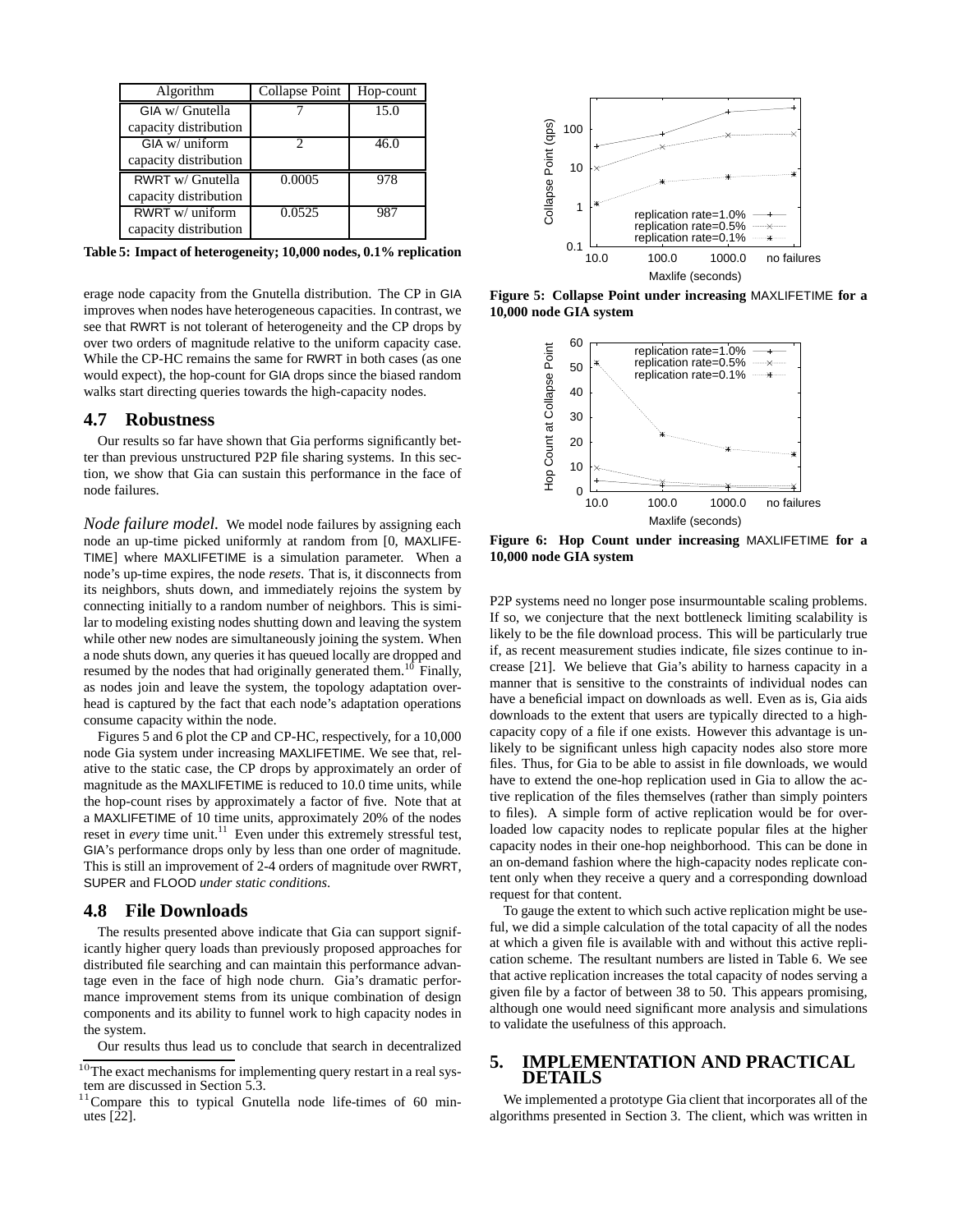| Algorithm | Collapse Point | Hop-count |
| --- | --- | --- |
| GIA w/ Gnutella capacity distribution | 7 | 15.0 |
| GIA w/ uniform capacity distribution | 2 | 46.0 |
| RWRT w/ Gnutella capacity distribution | 0.0005 | 978 |
| RWRT w/ uniform capacity distribution | 0.0525 | 987 |

**Table 5: Impact of heterogeneity; 10,000 nodes, 0.1% replication**

erage node capacity from the Gnutella distribution. The CP in GIA improves when nodes have heterogeneous capacities. In contrast, we see that RWRT is not tolerant of heterogeneity and the CP drops by over two orders of magnitude relative to the uniform capacity case. While the CP-HC remains the same for RWRT in both cases (as one would expect), the hop-count for GIA drops since the biased random walks start directing queries towards the high-capacity nodes.

## 4.7 Robustness

Our results so far have shown that Gia performs significantly better than previous unstructured P2P file sharing systems. In this section, we show that Gia can sustain this performance in the face of node failures.

*Node failure model.* We model node failures by assigning each node an up-time picked uniformly at random from [0, MAXLIFETIME] where MAXLIFETIME is a simulation parameter. When a node's up-time expires, the node *resets*. That is, it disconnects from its neighbors, shuts down, and immediately rejoins the system by connecting initially to a random number of neighbors. This is similar to modeling existing nodes shutting down and leaving the system while other new nodes are simultaneously joining the system. When a node shuts down, any queries it has queued locally are dropped and resumed by the nodes that had originally generated them.[10] Finally, as nodes join and leave the system, the topology adaptation overhead is captured by the fact that each node's adaptation operations consume capacity within the node.

Figures 5 and 6 plot the CP and CP-HC, respectively, for a 10,000 node Gia system under increasing MAXLIFETIME. We see that, relative to the static case, the CP drops by approximately an order of magnitude as the MAXLIFETIME is reduced to 10.0 time units, while the hop-count rises by approximately a factor of five. Note that at a MAXLIFETIME of 10 time units, approximately 20% of the nodes reset in *every* time unit.[11] Even under this extremely stressful test, GIA's performance drops only by less than one order of magnitude. This is still an improvement of 2-4 orders of magnitude over RWRT, SUPER and FLOOD *under static conditions*.

## 4.8 File Downloads

The results presented above indicate that Gia can support significantly higher query loads than previously proposed approaches for distributed file searching and can maintain this performance advantage even in the face of high node churn. Gia's dramatic performance improvement stems from its unique combination of design components and its ability to funnel work to high capacity nodes in the system.

Our results thus lead us to conclude that search in decentralized

[10] The exact mechanisms for implementing query restart in a real system are discussed in Section 5.3.

[11] Compare this to typical Gnutella node life-times of 60 minutes [22].

**Figure 5: Collapse Point under increasing MAXLIFETIME for a 10,000 node GIA system**

**Figure 6: Hop Count under increasing MAXLIFETIME for a 10,000 node GIA system**

P2P systems need no longer pose insurmountable scaling problems. If so, we conjecture that the next bottleneck limiting scalability is likely to be the file download process. This will be particularly true if, as recent measurement studies indicate, file sizes continue to increase [21]. We believe that Gia's ability to harness capacity in a manner that is sensitive to the constraints of individual nodes can have a beneficial impact on downloads as well. Even as is, Gia aids downloads to the extent that users are typically directed to a high-capacity copy of a file if one exists. However this advantage is unlikely to be significant unless high capacity nodes also store more files. Thus, for Gia to be able to assist in file downloads, we would have to extend the one-hop replication used in Gia to allow the active replication of the files themselves (rather than simply pointers to files). A simple form of active replication would be for overloaded low capacity nodes to replicate popular files at the higher capacity nodes in their one-hop neighborhood. This can be done in an on-demand fashion where the high-capacity nodes replicate content only when they receive a query and a corresponding download request for that content.

To gauge the extent to which such active replication might be useful, we did a simple calculation of the total capacity of all the nodes at which a given file is available with and without this active replication scheme. The resultant numbers are listed in Table 6. We see that active replication increases the total capacity of nodes serving a given file by a factor of between 38 to 50. This appears promising, although one would need significant more analysis and simulations to validate the usefulness of this approach.

# 5. IMPLEMENTATION AND PRACTICAL DETAILS

We implemented a prototype Gia client that incorporates all of the algorithms presented in Section 3. The client, which was written in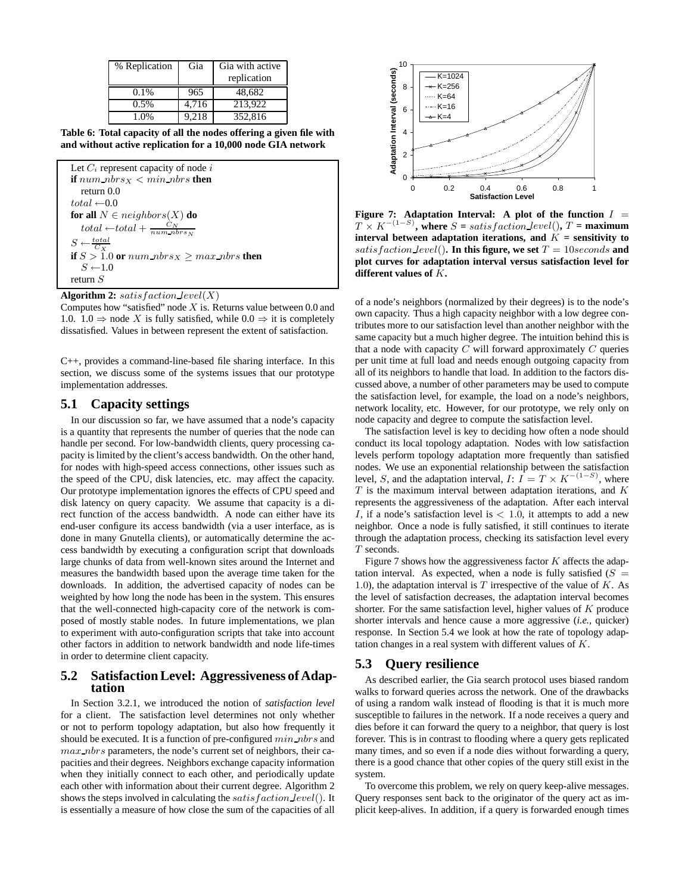| % Replication | Gia | Gia with active replication |
|---|---|---|
| 0.1% | 965 | 48,682 |
| 0.5% | 4,716 | 213,922 |
| 1.0% | 9,218 | 352,816 |

**Table 6: Total capacity of all the nodes offering a given file with and without active replication for a 10,000 node GIA network**

```
Let C_i represent capacity of node i
if num_nbrs_X < min_nbrs then
   return 0.0
total ← 0.0
for all N ∈ neighbors(X) do
   total ← total + C_N / num_nbrs_N
S ← total / C_X
if S > 1.0 or num_nbrs_X ≥ max_nbrs then
   S ← 1.0
return S
```

**Algorithm 2:** $satisfaction\_level(X)$

Computes how "satisfied" node $X$ is. Returns value between 0.0 and 1.0. 1.0 ⇒ node $X$ is fully satisfied, while 0.0 ⇒ it is completely dissatisfied. Values in between represent the extent of satisfaction.

C++, provides a command-line-based file sharing interface. In this section, we discuss some of the systems issues that our prototype implementation addresses.

## 5.1 Capacity settings

In our discussion so far, we have assumed that a node's capacity is a quantity that represents the number of queries that the node can handle per second. For low-bandwidth clients, query processing capacity is limited by the client's access bandwidth. On the other hand, for nodes with high-speed access connections, other issues such as the speed of the CPU, disk latencies, etc. may affect the capacity. Our prototype implementation ignores the effects of CPU speed and disk latency on query capacity. We assume that capacity is a direct function of the access bandwidth. A node can either have its end-user configure its access bandwidth (via a user interface, as is done in many Gnutella clients), or automatically determine the access bandwidth by executing a configuration script that downloads large chunks of data from well-known sites around the Internet and measures the bandwidth based upon the average time taken for the downloads. In addition, the advertised capacity of nodes can be weighted by how long the node has been in the system. This ensures that the well-connected high-capacity core of the network is composed of mostly stable nodes. In future implementations, we plan to experiment with auto-configuration scripts that take into account other factors in addition to network bandwidth and node life-times in order to determine client capacity.

## 5.2 Satisfaction Level: Aggressiveness of Adaptation

In Section 3.2.1, we introduced the notion of *satisfaction level* for a client. The satisfaction level determines not only whether or not to perform topology adaptation, but also how frequently it should be executed. It is a function of pre-configured $min\_nbrs$ and $max\_nbrs$ parameters, the node's current set of neighbors, their capacities and their degrees. Neighbors exchange capacity information when they initially connect to each other, and periodically update each other with information about their current degree. Algorithm 2 shows the steps involved in calculating the $satisfaction\_level()$. It is essentially a measure of how close the sum of the capacities of all

Adaptation Interval (seconds)
10
8
6
4
2
0
0 0.2 0.4 0.6 0.8 1
Satisfaction Level
K=1024
K=256
K=64
K=16
K=4

**Figure 7: Adaptation Interval: A plot of the function $I = T \times K^{-(1-S)}$, where $S = satisfaction\_level()$, $T$ = maximum interval between adaptation iterations, and $K$ = sensitivity to $satisfaction\_level()$. In this figure, we set $T = 10 seconds$ and plot curves for adaptation interval versus satisfaction level for different values of $K$.**

of a node's neighbors (normalized by their degrees) is to the node's own capacity. Thus a high capacity neighbor with a low degree contributes more to our satisfaction level than another neighbor with the same capacity but a much higher degree. The intuition behind this is that a node with capacity $C$ will forward approximately $C$ queries per unit time at full load and needs enough outgoing capacity from all of its neighbors to handle that load. In addition to the factors discussed above, a number of other parameters may be used to compute the satisfaction level, for example, the load on a node's neighbors, network locality, etc. However, for our prototype, we rely only on node capacity and degree to compute the satisfaction level.

The satisfaction level is key to deciding how often a node should conduct its local topology adaptation. Nodes with low satisfaction levels perform topology adaptation more frequently than satisfied nodes. We use an exponential relationship between the satisfaction level, $S$, and the adaptation interval, $I$: $I = T \times K^{-(1-S)}$, where $T$ is the maximum interval between adaptation iterations, and $K$ represents the aggressiveness of the adaptation. After each interval $I$, if a node's satisfaction level is $< 1.0$, it attempts to add a new neighbor. Once a node is fully satisfied, it still continues to iterate through the adaptation process, checking its satisfaction level every $T$ seconds.

Figure 7 shows how the aggressiveness factor $K$ affects the adaptation interval. As expected, when a node is fully satisfied ($S = 1.0$), the adaptation interval is $T$ irrespective of the value of $K$. As the level of satisfaction decreases, the adaptation interval becomes shorter. For the same satisfaction level, higher values of $K$ produce shorter intervals and hence cause a more aggressive (*i.e.,* quicker) response. In Section 5.4 we look at how the rate of topology adaptation changes in a real system with different values of $K$.

## 5.3 Query resilience

As described earlier, the Gia search protocol uses biased random walks to forward queries across the network. One of the drawbacks of using a random walk instead of flooding is that it is much more susceptible to failures in the network. If a node receives a query and dies before it can forward the query to a neighbor, that query is lost forever. This is in contrast to flooding where a query gets replicated many times, and so even if a node dies without forwarding a query, there is a good chance that other copies of the query still exist in the system.

To overcome this problem, we rely on query keep-alive messages. Query responses sent back to the originator of the query act as implicit keep-alives. In addition, if a query is forwarded enough times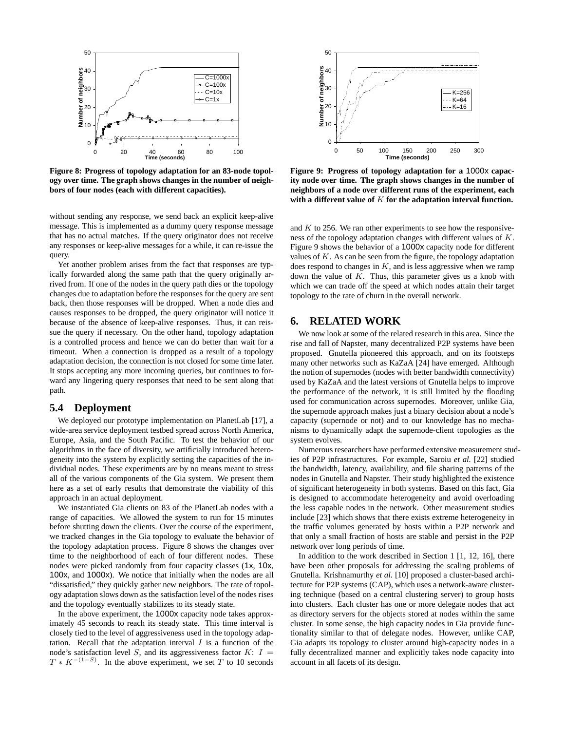50

40

30

20

10

0

0 20 40 60 80 100

Number of neighbors

Time (seconds)

C=1000x
C=100x
C=10x
C=1x

**Figure 8: Progress of topology adaptation for an 83-node topology over time. The graph shows changes in the number of neighbors of four nodes (each with different capacities).**

50

40

30

20

10

0

0 50 100 150 200 250 300

Number of neighbors

Time (seconds)

K=256
K=64
K=16

**Figure 9: Progress of topology adaptation for a 1000x capacity node over time. The graph shows changes in the number of neighbors of a node over different runs of the experiment, each with a different value of $K$ for the adaptation interval function.**

without sending any response, we send back an explicit keep-alive message. This is implemented as a dummy query response message that has no actual matches. If the query originator does not receive any responses or keep-alive messages for a while, it can re-issue the query.

Yet another problem arises from the fact that responses are typically forwarded along the same path that the query originally arrived from. If one of the nodes in the query path dies or the topology changes due to adaptation before the responses for the query are sent back, then those responses will be dropped. When a node dies and causes responses to be dropped, the query originator will notice it because of the absence of keep-alive responses. Thus, it can reissue the query if necessary. On the other hand, topology adaptation is a controlled process and hence we can do better than wait for a timeout. When a connection is dropped as a result of a topology adaptation decision, the connection is not closed for some time later. It stops accepting any more incoming queries, but continues to forward any lingering query responses that need to be sent along that path.

## 5.4 Deployment

We deployed our prototype implementation on PlanetLab [17], a wide-area service deployment testbed spread across North America, Europe, Asia, and the South Pacific. To test the behavior of our algorithms in the face of diversity, we artificially introduced heterogeneity into the system by explicitly setting the capacities of the individual nodes. These experiments are by no means meant to stress all of the various components of the Gia system. We present them here as a set of early results that demonstrate the viability of this approach in an actual deployment.

We instantiated Gia clients on 83 of the PlanetLab nodes with a range of capacities. We allowed the system to run for 15 minutes before shutting down the clients. Over the course of the experiment, we tracked changes in the Gia topology to evaluate the behavior of the topology adaptation process. Figure 8 shows the changes over time to the neighborhood of each of four different nodes. These nodes were picked randomly from four capacity classes (1x, 10x, 100x, and 1000x). We notice that initially when the nodes are all "dissatisfied," they quickly gather new neighbors. The rate of topology adaptation slows down as the satisfaction level of the nodes rises and the topology eventually stabilizes to its steady state.

In the above experiment, the 1000x capacity node takes approximately 45 seconds to reach its steady state. This time interval is closely tied to the level of aggressiveness used in the topology adaptation. Recall that the adaptation interval $I$ is a function of the node's satisfaction level $S$, and its aggressiveness factor $K$: $I = T * K^{-(1-S)}$. In the above experiment, we set $T$ to 10 seconds and $K$ to 256. We ran other experiments to see how the responsiveness of the topology adaptation changes with different values of $K$. Figure 9 shows the behavior of a 1000x capacity node for different values of $K$. As can be seen from the figure, the topology adaptation does respond to changes in $K$, and is less aggressive when we ramp down the value of $K$. Thus, this parameter gives us a knob with which we can trade off the speed at which nodes attain their target topology to the rate of churn in the overall network.

# 6. RELATED WORK

We now look at some of the related research in this area. Since the rise and fall of Napster, many decentralized P2P systems have been proposed. Gnutella pioneered this approach, and on its footsteps many other networks such as KaZaA [24] have emerged. Although the notion of supernodes (nodes with better bandwidth connectivity) used by KaZaA and the latest versions of Gnutella helps to improve the performance of the network, it is still limited by the flooding used for communication across supernodes. Moreover, unlike Gia, the supernode approach makes just a binary decision about a node's capacity (supernode or not) and to our knowledge has no mechanisms to dynamically adapt the supernode-client topologies as the system evolves.

Numerous researchers have performed extensive measurement studies of P2P infrastructures. For example, Saroiu *et al.* [22] studied the bandwidth, latency, availability, and file sharing patterns of the nodes in Gnutella and Napster. Their study highlighted the existence of significant heterogeneity in both systems. Based on this fact, Gia is designed to accommodate heterogeneity and avoid overloading the less capable nodes in the network. Other measurement studies include [23] which shows that there exists extreme heterogeneity in the traffic volumes generated by hosts within a P2P network and that only a small fraction of hosts are stable and persist in the P2P network over long periods of time.

In addition to the work described in Section 1 [1, 12, 16], there have been other proposals for addressing the scaling problems of Gnutella. Krishnamurthy *et al.* [10] proposed a cluster-based architecture for P2P systems (CAP), which uses a network-aware clustering technique (based on a central clustering server) to group hosts into clusters. Each cluster has one or more delegate nodes that act as directory servers for the objects stored at nodes within the same cluster. In some sense, the high capacity nodes in Gia provide functionality similar to that of delegate nodes. However, unlike CAP, Gia adapts its topology to cluster around high-capacity nodes in a fully decentralized manner and explicitly takes node capacity into account in all facets of its design.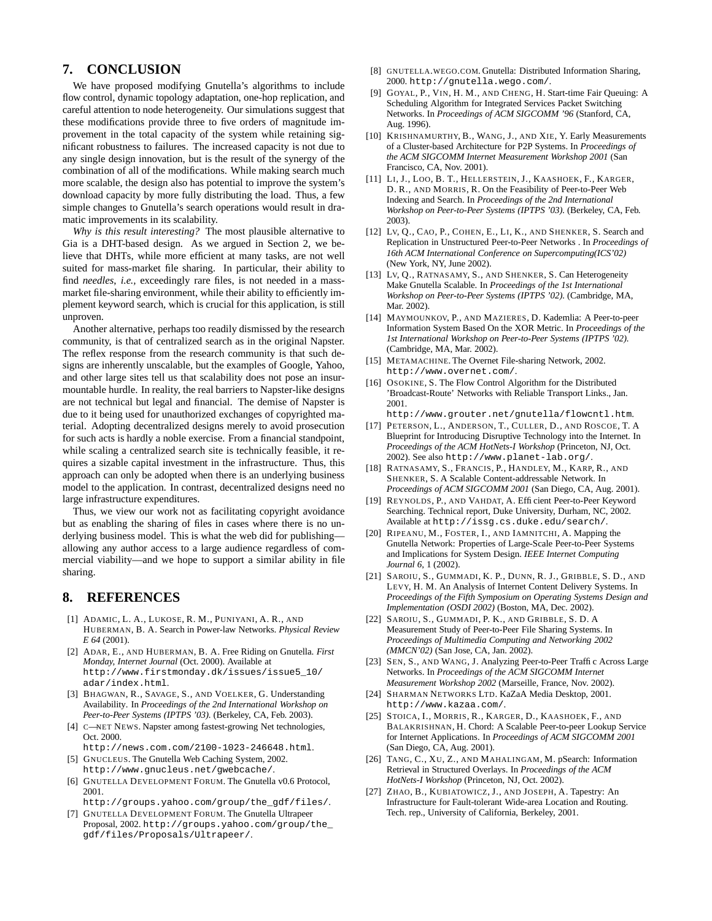## 7. CONCLUSION

We have proposed modifying Gnutella's algorithms to include flow control, dynamic topology adaptation, one-hop replication, and careful attention to node heterogeneity. Our simulations suggest that these modifications provide three to five orders of magnitude improvement in the total capacity of the system while retaining significant robustness to failures. The increased capacity is not due to any single design innovation, but is the result of the synergy of the combination of all of the modifications. While making search much more scalable, the design also has potential to improve the system's download capacity by more fully distributing the load. Thus, a few simple changes to Gnutella's search operations would result in dramatic improvements in its scalability.

*Why is this result interesting?* The most plausible alternative to Gia is a DHT-based design. As we argued in Section 2, we believe that DHTs, while more efficient at many tasks, are not well suited for mass-market file sharing. In particular, their ability to find *needles*, *i.e.*, exceedingly rare files, is not needed in a mass-market file-sharing environment, while their ability to efficiently implement keyword search, which is crucial for this application, is still unproven.

Another alternative, perhaps too readily dismissed by the research community, is that of centralized search as in the original Napster. The reflex response from the research community is that such designs are inherently unscalable, but the examples of Google, Yahoo, and other large sites tell us that scalability does not pose an insurmountable hurdle. In reality, the real barriers to Napster-like designs are not technical but legal and financial. The demise of Napster is due to it being used for unauthorized exchanges of copyrighted material. Adopting decentralized designs merely to avoid prosecution for such acts is hardly a noble exercise. From a financial standpoint, while scaling a centralized search site is technically feasible, it requires a sizable capital investment in the infrastructure. Thus, this approach can only be adopted when there is an underlying business model to the application. In contrast, decentralized designs need no large infrastructure expenditures.

Thus, we view our work not as facilitating copyright avoidance but as enabling the sharing of files in cases where there is no underlying business model. This is what the web did for publishing—allowing any author access to a large audience regardless of commercial viability—and we hope to support a similar ability in file sharing.

## 8. REFERENCES

[1] ADAMIC, L. A., LUKOSE, R. M., PUNIYANI, A. R., AND HUBERMAN, B. A. Search in Power-law Networks. *Physical Review E 64* (2001).

[2] ADAR, E., AND HUBERMAN, B. A. Free Riding on Gnutella. *First Monday, Internet Journal* (Oct. 2000). Available at http://www.firstmonday.dk/issues/issue5_10/adar/index.html.

[3] BHAGWAN, R., SAVAGE, S., AND VOELKER, G. Understanding Availability. In *Proceedings of the 2nd International Workshop on Peer-to-Peer Systems (IPTPS '03).* (Berkeley, CA, Feb. 2003).

[4] C—NET NEWS. Napster among fastest-growing Net technologies, Oct. 2000. http://news.com.com/2100-1023-246648.html.

[5] GNUCLEUS. The Gnutella Web Caching System, 2002. http://www.gnucleus.net/gwebcache/.

[6] GNUTELLA DEVELOPMENT FORUM. The Gnutella v0.6 Protocol, 2001. http://groups.yahoo.com/group/the_gdf/files/.

[7] GNUTELLA DEVELOPMENT FORUM. The Gnutella Ultrapeer Proposal, 2002. http://groups.yahoo.com/group/the_gdf/files/Proposals/Ultrapeer/.

[8] GNUTELLA.WEGO.COM. Gnutella: Distributed Information Sharing, 2000. http://gnutella.wego.com/.

[9] GOYAL, P., VIN, H. M., AND CHENG, H. Start-time Fair Queuing: A Scheduling Algorithm for Integrated Services Packet Switching Networks. In *Proceedings of ACM SIGCOMM '96* (Stanford, CA, Aug. 1996).

[10] KRISHNAMURTHY, B., WANG, J., AND XIE, Y. Early Measurements of a Cluster-based Architecture for P2P Systems. In *Proceedings of the ACM SIGCOMM Internet Measurement Workshop 2001* (San Francisco, CA, Nov. 2001).

[11] LI, J., LOO, B. T., HELLERSTEIN, J., KAASHOEK, F., KARGER, D. R., AND MORRIS, R. On the Feasibility of Peer-to-Peer Web Indexing and Search. In *Proceedings of the 2nd International Workshop on Peer-to-Peer Systems (IPTPS '03).* (Berkeley, CA, Feb. 2003).

[12] LV, Q., CAO, P., COHEN, E., LI, K., AND SHENKER, S. Search and Replication in Unstructured Peer-to-Peer Networks . In *Proceedings of 16th ACM International Conference on Supercomputing(ICS'02)* (New York, NY, June 2002).

[13] LV, Q., RATNASAMY, S., AND SHENKER, S. Can Heterogeneity Make Gnutella Scalable. In *Proceedings of the 1st International Workshop on Peer-to-Peer Systems (IPTPS '02).* (Cambridge, MA, Mar. 2002).

[14] MAYMOUNKOV, P., AND MAZIERES, D. Kademlia: A Peer-to-peer Information System Based On the XOR Metric. In *Proceedings of the 1st International Workshop on Peer-to-Peer Systems (IPTPS '02).* (Cambridge, MA, Mar. 2002).

[15] METAMACHINE. The Overnet File-sharing Network, 2002. http://www.overnet.com/.

[16] OSOKINE, S. The Flow Control Algorithm for the Distributed 'Broadcast-Route' Networks with Reliable Transport Links., Jan. 2001. http://www.grouter.net/gnutella/flowcntl.htm.

[17] PETERSON, L., ANDERSON, T., CULLER, D., AND ROSCOE, T. A Blueprint for Introducing Disruptive Technology into the Internet. In *Proceedings of the ACM HotNets-I Workshop* (Princeton, NJ, Oct. 2002). See also http://www.planet-lab.org/.

[18] RATNASAMY, S., FRANCIS, P., HANDLEY, M., KARP, R., AND SHENKER, S. A Scalable Content-addressable Network. In *Proceedings of ACM SIGCOMM 2001* (San Diego, CA, Aug. 2001).

[19] REYNOLDS, P., AND VAHDAT, A. Efficient Peer-to-Peer Keyword Searching. Technical report, Duke University, Durham, NC, 2002. Available at http://issg.cs.duke.edu/search/.

[20] RIPEANU, M., FOSTER, I., AND IAMNITCHI, A. Mapping the Gnutella Network: Properties of Large-Scale Peer-to-Peer Systems and Implications for System Design. *IEEE Internet Computing Journal 6*, 1 (2002).

[21] SAROIU, S., GUMMADI, K. P., DUNN, R. J., GRIBBLE, S. D., AND LEVY, H. M. An Analysis of Internet Content Delivery Systems. In *Proceedings of the Fifth Symposium on Operating Systems Design and Implementation (OSDI 2002)* (Boston, MA, Dec. 2002).

[22] SAROIU, S., GUMMADI, P. K., AND GRIBBLE, S. D. A Measurement Study of Peer-to-Peer File Sharing Systems. In *Proceedings of Multimedia Computing and Networking 2002 (MMCN'02)* (San Jose, CA, Jan. 2002).

[23] SEN, S., AND WANG, J. Analyzing Peer-to-Peer Traffic Across Large Networks. In *Proceedings of the ACM SIGCOMM Internet Measurement Workshop 2002* (Marseille, France, Nov. 2002).

[24] SHARMAN NETWORKS LTD. KaZaA Media Desktop, 2001. http://www.kazaa.com/.

[25] STOICA, I., MORRIS, R., KARGER, D., KAASHOEK, F., AND BALAKRISHNAN, H. Chord: A Scalable Peer-to-peer Lookup Service for Internet Applications. In *Proceedings of ACM SIGCOMM 2001* (San Diego, CA, Aug. 2001).

[26] TANG, C., XU, Z., AND MAHALINGAM, M. pSearch: Information Retrieval in Structured Overlays. In *Proceedings of the ACM HotNets-I Workshop* (Princeton, NJ, Oct. 2002).

[27] ZHAO, B., KUBIATOWICZ, J., AND JOSEPH, A. Tapestry: An Infrastructure for Fault-tolerant Wide-area Location and Routing. Tech. rep., University of California, Berkeley, 2001.